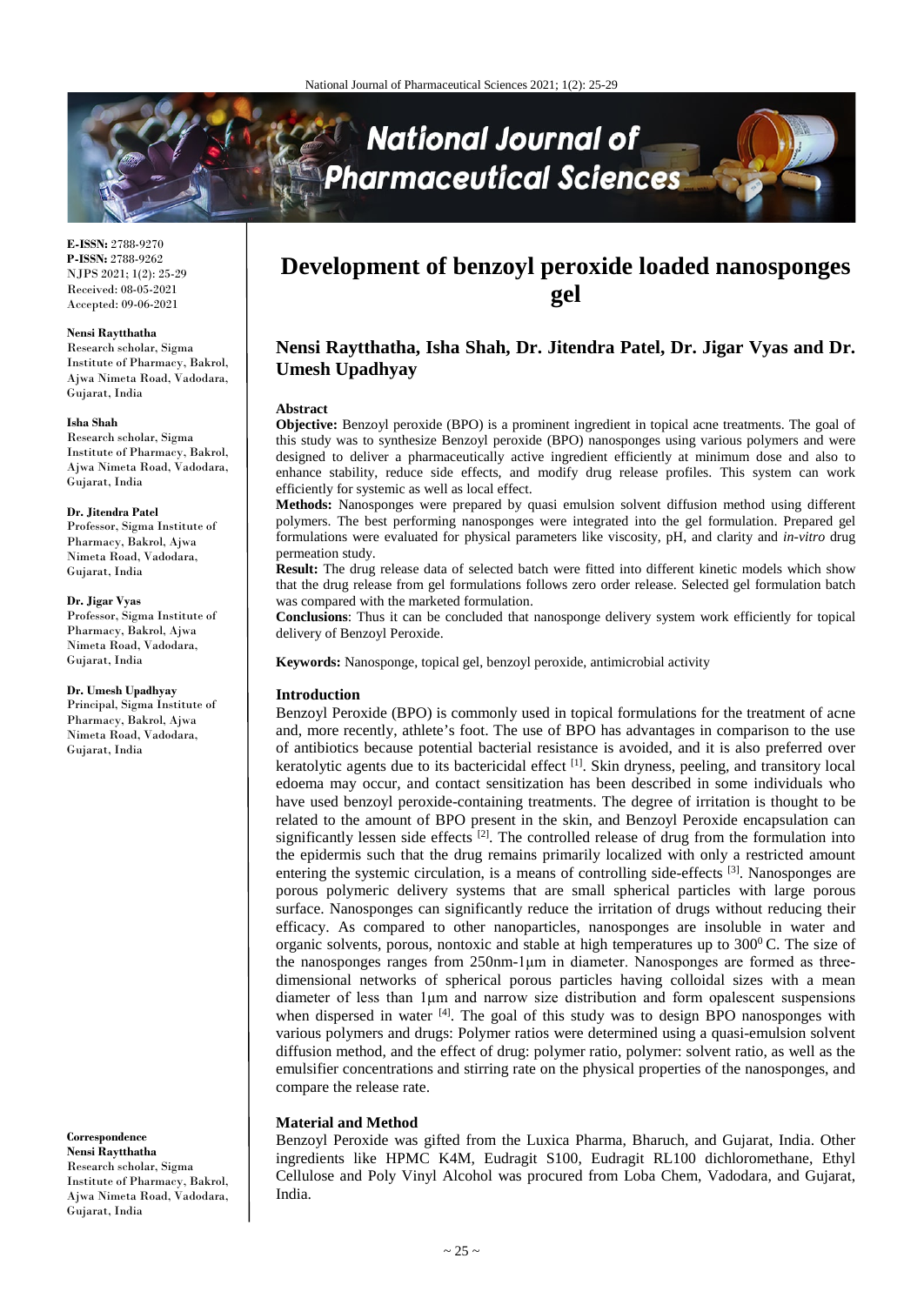**E-ISSN:** 2788-9270
**P-ISSN:** 2788-9262
NJPS 2021; 1(2): 25-29
Received: 08-05-2021
Accepted: 09-06-2021

**Nensi Raytthatha**
Research scholar, Sigma Institute of Pharmacy, Bakrol, Ajwa Nimeta Road, Vadodara, Gujarat, India

**Isha Shah**
Research scholar, Sigma Institute of Pharmacy, Bakrol, Ajwa Nimeta Road, Vadodara, Gujarat, India

**Dr. Jitendra Patel**
Professor, Sigma Institute of Pharmacy, Bakrol, Ajwa Nimeta Road, Vadodara, Gujarat, India

**Dr. Jigar Vyas**
Professor, Sigma Institute of Pharmacy, Bakrol, Ajwa Nimeta Road, Vadodara, Gujarat, India

**Dr. Umesh Upadhyay**
Principal, Sigma Institute of Pharmacy, Bakrol, Ajwa Nimeta Road, Vadodara, Gujarat, India

**Correspondence**
**Nensi Raytthatha**
Research scholar, Sigma Institute of Pharmacy, Bakrol, Ajwa Nimeta Road, Vadodara, Gujarat, India

# Development of benzoyl peroxide loaded nanosponges gel

## Nensi Raytthatha, Isha Shah, Dr. Jitendra Patel, Dr. Jigar Vyas and Dr. Umesh Upadhyay

### Abstract

**Objective:** Benzoyl peroxide (BPO) is a prominent ingredient in topical acne treatments. The goal of this study was to synthesize Benzoyl peroxide (BPO) nanosponges using various polymers and were designed to deliver a pharmaceutically active ingredient efficiently at minimum dose and also to enhance stability, reduce side effects, and modify drug release profiles. This system can work efficiently for systemic as well as local effect.

**Methods:** Nanosponges were prepared by quasi emulsion solvent diffusion method using different polymers. The best performing nanosponges were integrated into the gel formulation. Prepared gel formulations were evaluated for physical parameters like viscosity, pH, and clarity and *in-vitro* drug permeation study.

**Result:** The drug release data of selected batch were fitted into different kinetic models which show that the drug release from gel formulations follows zero order release. Selected gel formulation batch was compared with the marketed formulation.

**Conclusions**: Thus it can be concluded that nanosponge delivery system work efficiently for topical delivery of Benzoyl Peroxide.

**Keywords:** Nanosponge, topical gel, benzoyl peroxide, antimicrobial activity

### Introduction

Benzoyl Peroxide (BPO) is commonly used in topical formulations for the treatment of acne and, more recently, athlete's foot. The use of BPO has advantages in comparison to the use of antibiotics because potential bacterial resistance is avoided, and it is also preferred over keratolytic agents due to its bactericidal effect [1]. Skin dryness, peeling, and transitory local edoema may occur, and contact sensitization has been described in some individuals who have used benzoyl peroxide-containing treatments. The degree of irritation is thought to be related to the amount of BPO present in the skin, and Benzoyl Peroxide encapsulation can significantly lessen side effects [2]. The controlled release of drug from the formulation into the epidermis such that the drug remains primarily localized with only a restricted amount entering the systemic circulation, is a means of controlling side-effects [3]. Nanosponges are porous polymeric delivery systems that are small spherical particles with large porous surface. Nanosponges can significantly reduce the irritation of drugs without reducing their efficacy. As compared to other nanoparticles, nanosponges are insoluble in water and organic solvents, porous, nontoxic and stable at high temperatures up to $300^0$ C. The size of the nanosponges ranges from 250nm-1μm in diameter. Nanosponges are formed as three-dimensional networks of spherical porous particles having colloidal sizes with a mean diameter of less than 1μm and narrow size distribution and form opalescent suspensions when dispersed in water [4]. The goal of this study was to design BPO nanosponges with various polymers and drugs: Polymer ratios were determined using a quasi-emulsion solvent diffusion method, and the effect of drug: polymer ratio, polymer: solvent ratio, as well as the emulsifier concentrations and stirring rate on the physical properties of the nanosponges, and compare the release rate.

### Material and Method

Benzoyl Peroxide was gifted from the Luxica Pharma, Bharuch, and Gujarat, India. Other ingredients like HPMC K4M, Eudragit S100, Eudragit RL100 dichloromethane, Ethyl Cellulose and Poly Vinyl Alcohol was procured from Loba Chem, Vadodara, and Gujarat, India.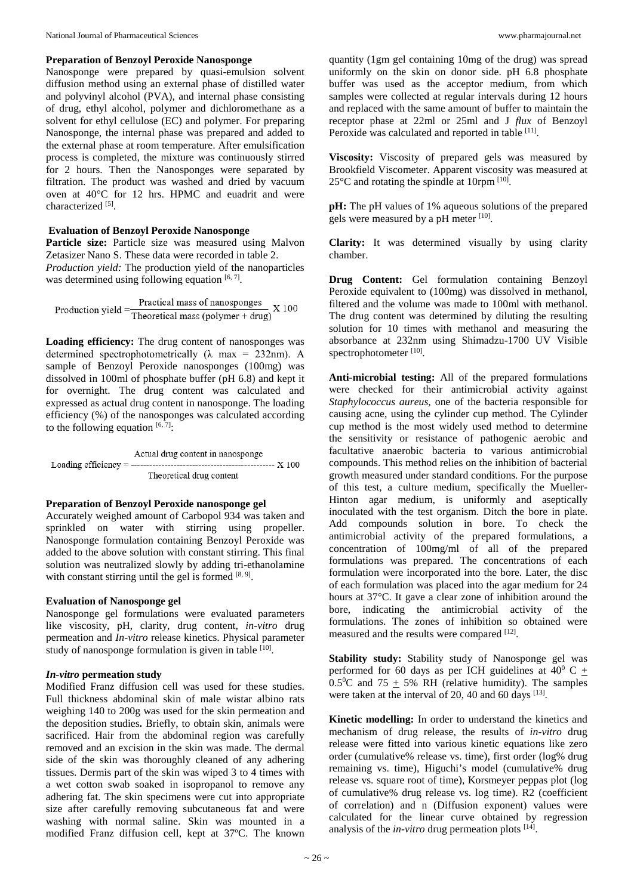### Preparation of Benzoyl Peroxide Nanosponge

Nanosponge were prepared by quasi-emulsion solvent diffusion method using an external phase of distilled water and polyvinyl alcohol (PVA), and internal phase consisting of drug, ethyl alcohol, polymer and dichloromethane as a solvent for ethyl cellulose (EC) and polymer. For preparing Nanosponge, the internal phase was prepared and added to the external phase at room temperature. After emulsification process is completed, the mixture was continuously stirred for 2 hours. Then the Nanosponges were separated by filtration. The product was washed and dried by vacuum oven at 40°C for 12 hrs. HPMC and euadrit and were characterized [5].

### Evaluation of Benzoyl Peroxide Nanosponge

**Particle size:** Particle size was measured using Malvon Zetasizer Nano S. These data were recorded in table 2.

*Production yield:* The production yield of the nanoparticles was determined using following equation [6, 7].

$$\text{Production yield} = \frac{\text{Practical mass of nanosponges}}{\text{Theoretical mass (polymer + drug)}} \times 100$$

**Loading efficiency:** The drug content of nanosponges was determined spectrophotometrically (λ max = 232nm). A sample of Benzoyl Peroxide nanosponges (100mg) was dissolved in 100ml of phosphate buffer (pH 6.8) and kept it for overnight. The drug content was calculated and expressed as actual drug content in nanosponge. The loading efficiency (%) of the nanosponges was calculated according to the following equation [6, 7]:

$$\text{Loading efficiency} = \frac{\text{Actual drug content in nanosponge}}{\text{Theoretical drug content}} \times 100$$

### Preparation of Benzoyl Peroxide nanosponge gel

Accurately weighed amount of Carbopol 934 was taken and sprinkled on water with stirring using propeller. Nanosponge formulation containing Benzoyl Peroxide was added to the above solution with constant stirring. This final solution was neutralized slowly by adding tri-ethanolamine with constant stirring until the gel is formed [8, 9].

### Evaluation of Nanosponge gel

Nanosponge gel formulations were evaluated parameters like viscosity, pH, clarity, drug content, *in-vitro* drug permeation and *In-vitro* release kinetics. Physical parameter study of nanosponge formulation is given in table [10].

### *In-vitro* permeation study

Modified Franz diffusion cell was used for these studies. Full thickness abdominal skin of male wistar albino rats weighing 140 to 200g was used for the skin permeation and the deposition studies**.** Briefly, to obtain skin, animals were sacrificed. Hair from the abdominal region was carefully removed and an excision in the skin was made. The dermal side of the skin was thoroughly cleaned of any adhering tissues. Dermis part of the skin was wiped 3 to 4 times with a wet cotton swab soaked in isopropanol to remove any adhering fat. The skin specimens were cut into appropriate size after carefully removing subcutaneous fat and were washing with normal saline. Skin was mounted in a modified Franz diffusion cell, kept at 37ºC. The known quantity (1gm gel containing 10mg of the drug) was spread uniformly on the skin on donor side. pH 6.8 phosphate buffer was used as the acceptor medium, from which samples were collected at regular intervals during 12 hours and replaced with the same amount of buffer to maintain the receptor phase at 22ml or 25ml and J *flux* of Benzoyl Peroxide was calculated and reported in table [11].

**Viscosity:** Viscosity of prepared gels was measured by Brookfield Viscometer. Apparent viscosity was measured at 25°C and rotating the spindle at 10rpm [10].

**pH:** The pH values of 1% aqueous solutions of the prepared gels were measured by a pH meter [10].

**Clarity:** It was determined visually by using clarity chamber.

**Drug Content:** Gel formulation containing Benzoyl Peroxide equivalent to (100mg) was dissolved in methanol, filtered and the volume was made to 100ml with methanol. The drug content was determined by diluting the resulting solution for 10 times with methanol and measuring the absorbance at 232nm using Shimadzu-1700 UV Visible spectrophotometer [10].

**Anti-microbial testing:** All of the prepared formulations were checked for their antimicrobial activity against *Staphylococcus aureus,* one of the bacteria responsible for causing acne, using the cylinder cup method. The Cylinder cup method is the most widely used method to determine the sensitivity or resistance of pathogenic aerobic and facultative anaerobic bacteria to various antimicrobial compounds. This method relies on the inhibition of bacterial growth measured under standard conditions. For the purpose of this test, a culture medium, specifically the Mueller-Hinton agar medium, is uniformly and aseptically inoculated with the test organism. Ditch the bore in plate. Add compounds solution in bore. To check the antimicrobial activity of the prepared formulations, a concentration of 100mg/ml of all of the prepared formulations was prepared. The concentrations of each formulation were incorporated into the bore. Later, the disc of each formulation was placed into the agar medium for 24 hours at 37°C. It gave a clear zone of inhibition around the bore, indicating the antimicrobial activity of the formulations. The zones of inhibition so obtained were measured and the results were compared [12].

**Stability study:** Stability study of Nanosponge gel was performed for 60 days as per ICH guidelines at $40^0$ C ± $0.5^0$C and 75 ± 5% RH (relative humidity). The samples were taken at the interval of 20, 40 and 60 days [13].

**Kinetic modelling:** In order to understand the kinetics and mechanism of drug release, the results of *in-vitro* drug release were fitted into various kinetic equations like zero order (cumulative% release vs. time), first order (log% drug remaining vs. time), Higuchi's model (cumulative% drug release vs. square root of time), Korsmeyer peppas plot (log of cumulative% drug release vs. log time). R2 (coefficient of correlation) and n (Diffusion exponent) values were calculated for the linear curve obtained by regression analysis of the *in-vitro* drug permeation plots [14].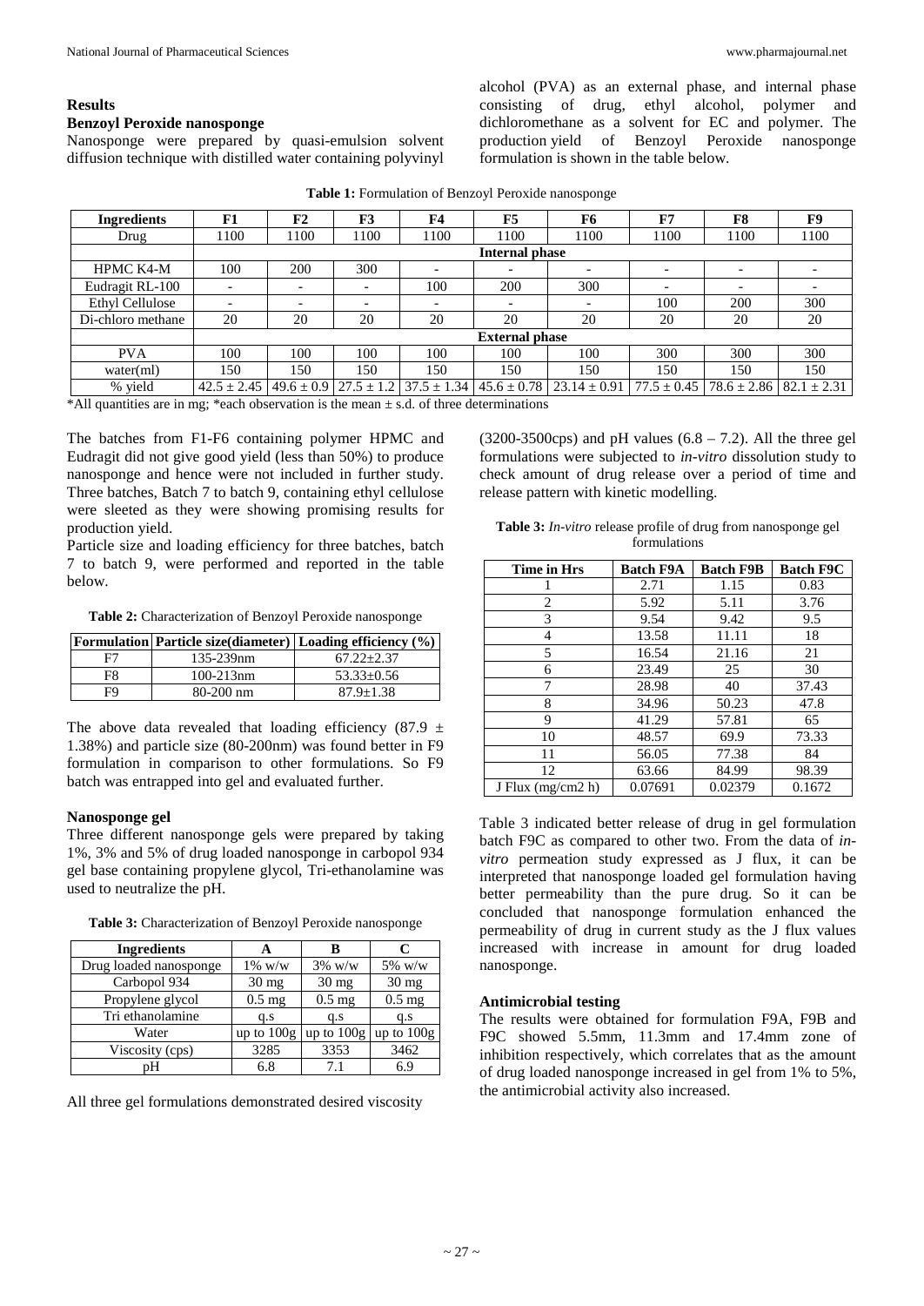## Results

### Benzoyl Peroxide nanosponge

Nanosponge were prepared by quasi-emulsion solvent diffusion technique with distilled water containing polyvinyl alcohol (PVA) as an external phase, and internal phase consisting of drug, ethyl alcohol, polymer and dichloromethane as a solvent for EC and polymer. The production yield of Benzoyl Peroxide nanosponge formulation is shown in the table below.

**Table 1:** Formulation of Benzoyl Peroxide nanosponge

| Ingredients | F1 | F2 | F3 | F4 | F5 | F6 | F7 | F8 | F9 |
|---|---|---|---|---|---|---|---|---|---|
| Drug | 1100 | 1100 | 1100 | 1100 | 1100 | 1100 | 1100 | 1100 | 1100 |
| | Internal phase | | | | | | | | |
| HPMC K4-M | 100 | 200 | 300 | - | - | - | - | - | - |
| Eudragit RL-100 | - | - | - | 100 | 200 | 300 | - | - | - |
| Ethyl Cellulose | - | - | - | - | - | - | 100 | 200 | 300 |
| Di-chloro methane | 20 | 20 | 20 | 20 | 20 | 20 | 20 | 20 | 20 |
| | External phase | | | | | | | | |
| PVA | 100 | 100 | 100 | 100 | 100 | 100 | 300 | 300 | 300 |
| water(ml) | 150 | 150 | 150 | 150 | 150 | 150 | 150 | 150 | 150 |
| % yield | 42.5 ± 2.45 | 49.6 ± 0.9 | 27.5 ± 1.2 | 37.5 ± 1.34 | 45.6 ± 0.78 | 23.14 ± 0.91 | 77.5 ± 0.45 | 78.6 ± 2.86 | 82.1 ± 2.31 |

*All quantities are in mg; *each observation is the mean ± s.d. of three determinations

The batches from F1-F6 containing polymer HPMC and Eudragit did not give good yield (less than 50%) to produce nanosponge and hence were not included in further study. Three batches, Batch 7 to batch 9, containing ethyl cellulose were sleeted as they were showing promising results for production yield.

Particle size and loading efficiency for three batches, batch 7 to batch 9, were performed and reported in the table below.

**Table 2:** Characterization of Benzoyl Peroxide nanosponge

| Formulation | Particle size(diameter) | Loading efficiency (%) |
|---|---|---|
| F7 | 135-239nm | 67.22±2.37 |
| F8 | 100-213nm | 53.33±0.56 |
| F9 | 80-200 nm | 87.9±1.38 |

The above data revealed that loading efficiency (87.9 ± 1.38%) and particle size (80-200nm) was found better in F9 formulation in comparison to other formulations. So F9 batch was entrapped into gel and evaluated further.

### Nanosponge gel

Three different nanosponge gels were prepared by taking 1%, 3% and 5% of drug loaded nanosponge in carbopol 934 gel base containing propylene glycol, Tri-ethanolamine was used to neutralize the pH.

**Table 3:** Characterization of Benzoyl Peroxide nanosponge

| Ingredients | A | B | C |
|---|---|---|---|
| Drug loaded nanosponge | 1% w/w | 3% w/w | 5% w/w |
| Carbopol 934 | 30 mg | 30 mg | 30 mg |
| Propylene glycol | 0.5 mg | 0.5 mg | 0.5 mg |
| Tri ethanolamine | q.s | q.s | q.s |
| Water | up to 100g | up to 100g | up to 100g |
| Viscosity (cps) | 3285 | 3353 | 3462 |
| pH | 6.8 | 7.1 | 6.9 |

All three gel formulations demonstrated desired viscosity (3200-3500cps) and pH values (6.8 – 7.2). All the three gel formulations were subjected to *in-vitro* dissolution study to check amount of drug release over a period of time and release pattern with kinetic modelling.

**Table 3:** *In-vitro* release profile of drug from nanosponge gel formulations

| Time in Hrs | Batch F9A | Batch F9B | Batch F9C |
|---|---|---|---|
| 1 | 2.71 | 1.15 | 0.83 |
| 2 | 5.92 | 5.11 | 3.76 |
| 3 | 9.54 | 9.42 | 9.5 |
| 4 | 13.58 | 11.11 | 18 |
| 5 | 16.54 | 21.16 | 21 |
| 6 | 23.49 | 25 | 30 |
| 7 | 28.98 | 40 | 37.43 |
| 8 | 34.96 | 50.23 | 47.8 |
| 9 | 41.29 | 57.81 | 65 |
| 10 | 48.57 | 69.9 | 73.33 |
| 11 | 56.05 | 77.38 | 84 |
| 12 | 63.66 | 84.99 | 98.39 |
| J Flux (mg/cm2 h) | 0.07691 | 0.02379 | 0.1672 |

Table 3 indicated better release of drug in gel formulation batch F9C as compared to other two. From the data of *in-vitro* permeation study expressed as J flux, it can be interpreted that nanosponge loaded gel formulation having better permeability than the pure drug. So it can be concluded that nanosponge formulation enhanced the permeability of drug in current study as the J flux values increased with increase in amount for drug loaded nanosponge.

### Antimicrobial testing

The results were obtained for formulation F9A, F9B and F9C showed 5.5mm, 11.3mm and 17.4mm zone of inhibition respectively, which correlates that as the amount of drug loaded nanosponge increased in gel from 1% to 5%, the antimicrobial activity also increased.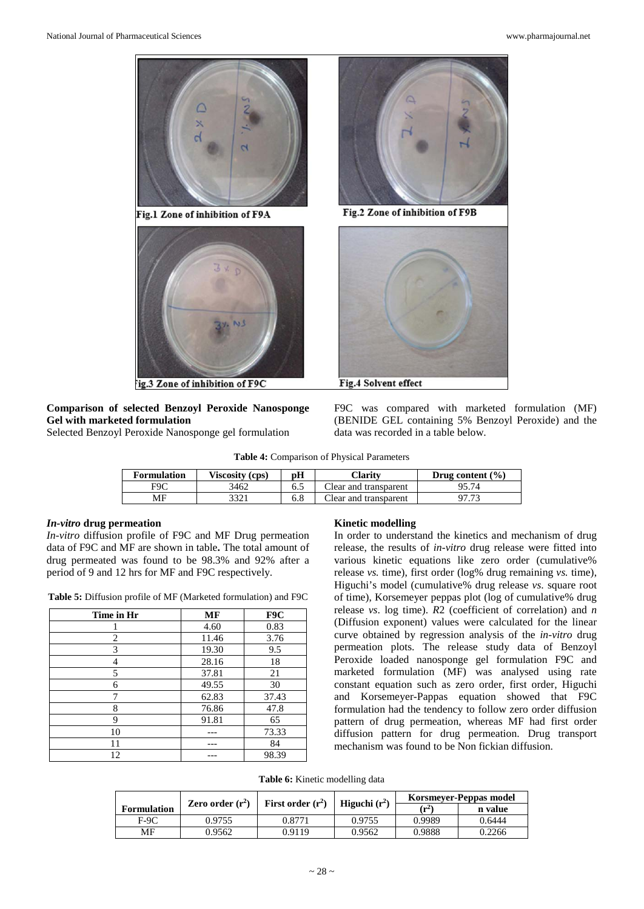Fig.1 Zone of inhibition of F9A

Fig.2 Zone of inhibition of F9B

Fig.3 Zone of inhibition of F9C

Fig.4 Solvent effect

**Comparison of selected Benzoyl Peroxide Nanosponge Gel with marketed formulation**

Selected Benzoyl Peroxide Nanosponge gel formulation F9C was compared with marketed formulation (MF) (BENIDE GEL containing 5% Benzoyl Peroxide) and the data was recorded in a table below.

**Table 4:** Comparison of Physical Parameters

| Formulation | Viscosity (cps) | pH | Clarity | Drug content (%) |
|---|---|---|---|---|
| F9C | 3462 | 6.5 | Clear and transparent | 95.74 |
| MF | 3321 | 6.8 | Clear and transparent | 97.73 |

### *In-vitro* drug permeation

*In-vitro* diffusion profile of F9C and MF Drug permeation data of F9C and MF are shown in table**.** The total amount of drug permeated was found to be 98.3% and 92% after a period of 9 and 12 hrs for MF and F9C respectively.

**Table 5:** Diffusion profile of MF (Marketed formulation) and F9C

| Time in Hr | MF | F9C |
|---|---|---|
| 1 | 4.60 | 0.83 |
| 2 | 11.46 | 3.76 |
| 3 | 19.30 | 9.5 |
| 4 | 28.16 | 18 |
| 5 | 37.81 | 21 |
| 6 | 49.55 | 30 |
| 7 | 62.83 | 37.43 |
| 8 | 76.86 | 47.8 |
| 9 | 91.81 | 65 |
| 10 | --- | 73.33 |
| 11 | --- | 84 |
| 12 | --- | 98.39 |

### Kinetic modelling

In order to understand the kinetics and mechanism of drug release, the results of *in-vitro* drug release were fitted into various kinetic equations like zero order (cumulative% release *vs.* time), first order (log% drug remaining *vs.* time), Higuchi's model (cumulative% drug release *vs.* square root of time), Korsemeyer peppas plot (log of cumulative% drug release *vs*. log time). *R*2 (coefficient of correlation) and *n* (Diffusion exponent) values were calculated for the linear curve obtained by regression analysis of the *in-vitro* drug permeation plots. The release study data of Benzoyl Peroxide loaded nanosponge gel formulation F9C and marketed formulation (MF) was analysed using rate constant equation such as zero order, first order, Higuchi and Korsemeyer-Pappas equation showed that F9C formulation had the tendency to follow zero order diffusion pattern of drug permeation, whereas MF had first order diffusion pattern for drug permeation. Drug transport mechanism was found to be Non fickian diffusion.

**Table 6:** Kinetic modelling data

| Formulation | Zero order ($r^2$) | First order ($r^2$) | Higuchi ($r^2$) | Korsmeyer-Peppas model | |
|---|---|---|---|---|---|
| | | | | ($r^2$) | n value |
| F-9C | 0.9755 | 0.8771 | 0.9755 | 0.9989 | 0.6444 |
| MF | 0.9562 | 0.9119 | 0.9562 | 0.9888 | 0.2266 |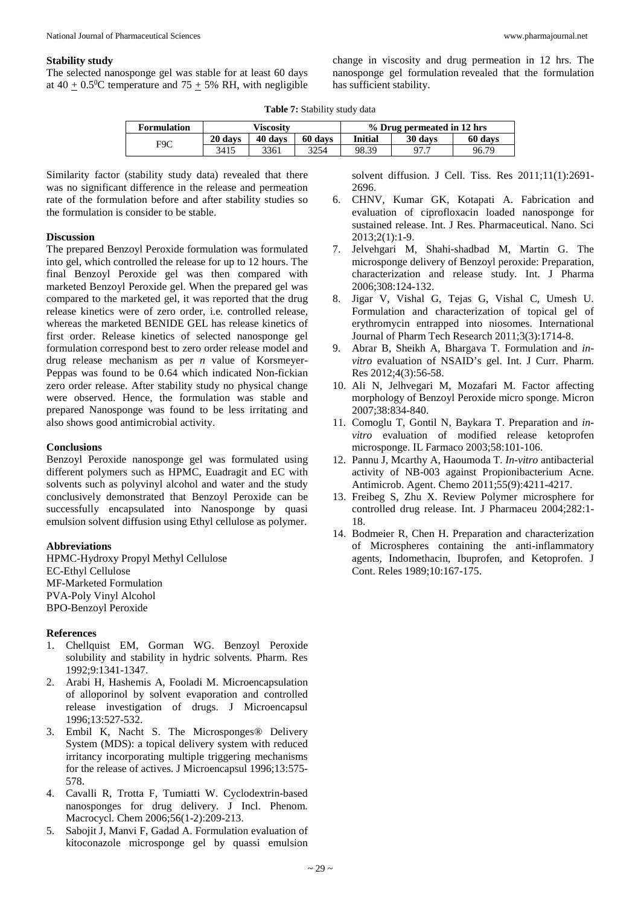### Stability study

The selected nanosponge gel was stable for at least 60 days at 40 ± 0.5°C temperature and 75 ± 5% RH, with negligible change in viscosity and drug permeation in 12 hrs. The nanosponge gel formulation revealed that the formulation has sufficient stability.

**Table 7:** Stability study data

| Formulation | Viscosity | | | % Drug permeated in 12 hrs | | |
|---|---|---|---|---|---|---|
| | 20 days | 40 days | 60 days | Initial | 30 days | 60 days |
| F9C | 3415 | 3361 | 3254 | 98.39 | 97.7 | 96.79 |

Similarity factor (stability study data) revealed that there was no significant difference in the release and permeation rate of the formulation before and after stability studies so the formulation is consider to be stable.

### Discussion

The prepared Benzoyl Peroxide formulation was formulated into gel, which controlled the release for up to 12 hours. The final Benzoyl Peroxide gel was then compared with marketed Benzoyl Peroxide gel. When the prepared gel was compared to the marketed gel, it was reported that the drug release kinetics were of zero order, i.e. controlled release, whereas the marketed BENIDE GEL has release kinetics of first order. Release kinetics of selected nanosponge gel formulation correspond best to zero order release model and drug release mechanism as per *n* value of Korsmeyer-Peppas was found to be 0.64 which indicated Non-fickian zero order release. After stability study no physical change were observed. Hence, the formulation was stable and prepared Nanosponge was found to be less irritating and also shows good antimicrobial activity.

### Conclusions

Benzoyl Peroxide nanosponge gel was formulated using different polymers such as HPMC, Euadragit and EC with solvents such as polyvinyl alcohol and water and the study conclusively demonstrated that Benzoyl Peroxide can be successfully encapsulated into Nanosponge by quasi emulsion solvent diffusion using Ethyl cellulose as polymer.

### Abbreviations

HPMC-Hydroxy Propyl Methyl Cellulose
EC-Ethyl Cellulose
MF-Marketed Formulation
PVA-Poly Vinyl Alcohol
BPO-Benzoyl Peroxide

### References

1. Chellquist EM, Gorman WG. Benzoyl Peroxide solubility and stability in hydric solvents. Pharm. Res 1992;9:1341-1347.
2. Arabi H, Hashemis A, Fooladi M. Microencapsulation of alloporinol by solvent evaporation and controlled release investigation of drugs. J Microencapsul 1996;13:527-532.
3. Embil K, Nacht S. The Microsponges® Delivery System (MDS): a topical delivery system with reduced irritancy incorporating multiple triggering mechanisms for the release of actives. J Microencapsul 1996;13:575-578.
4. Cavalli R, Trotta F, Tumiatti W. Cyclodextrin-based nanosponges for drug delivery. J Incl. Phenom. Macrocycl. Chem 2006;56(1-2):209-213.
5. Sabojit J, Manvi F, Gadad A. Formulation evaluation of kitoconazole microsponge gel by quassi emulsion solvent diffusion. J Cell. Tiss. Res 2011;11(1):2691-2696.
6. CHNV, Kumar GK, Kotapati A. Fabrication and evaluation of ciprofloxacin loaded nanosponge for sustained release. Int. J Res. Pharmaceutical. Nano. Sci 2013;2(1):1-9.
7. Jelvehgari M, Shahi-shadbad M, Martin G. The microsponge delivery of Benzoyl peroxide: Preparation, characterization and release study. Int. J Pharma 2006;308:124-132.
8. Jigar V, Vishal G, Tejas G, Vishal C, Umesh U. Formulation and characterization of topical gel of erythromycin entrapped into niosomes. International Journal of Pharm Tech Research 2011;3(3):1714-8.
9. Abrar B, Sheikh A, Bhargava T. Formulation and *in-vitro* evaluation of NSAID's gel. Int. J Curr. Pharm. Res 2012;4(3):56-58.
10. Ali N, Jelhvegari M, Mozafari M. Factor affecting morphology of Benzoyl Peroxide micro sponge. Micron 2007;38:834-840.
11. Comoglu T, Gontil N, Baykara T. Preparation and *in-vitro* evaluation of modified release ketoprofen microsponge. IL Farmaco 2003;58:101-106.
12. Pannu J, Mcarthy A, Haoumoda T. *In-vitro* antibacterial activity of NB-003 against Propionibacterium Acne. Antimicrob. Agent. Chemo 2011;55(9):4211-4217.
13. Freibeg S, Zhu X. Review Polymer microsphere for controlled drug release. Int. J Pharmaceu 2004;282:1-18.
14. Bodmeier R, Chen H. Preparation and characterization of Microspheres containing the anti-inflammatory agents, Indomethacin, Ibuprofen, and Ketoprofen. J Cont. Reles 1989;10:167-175.